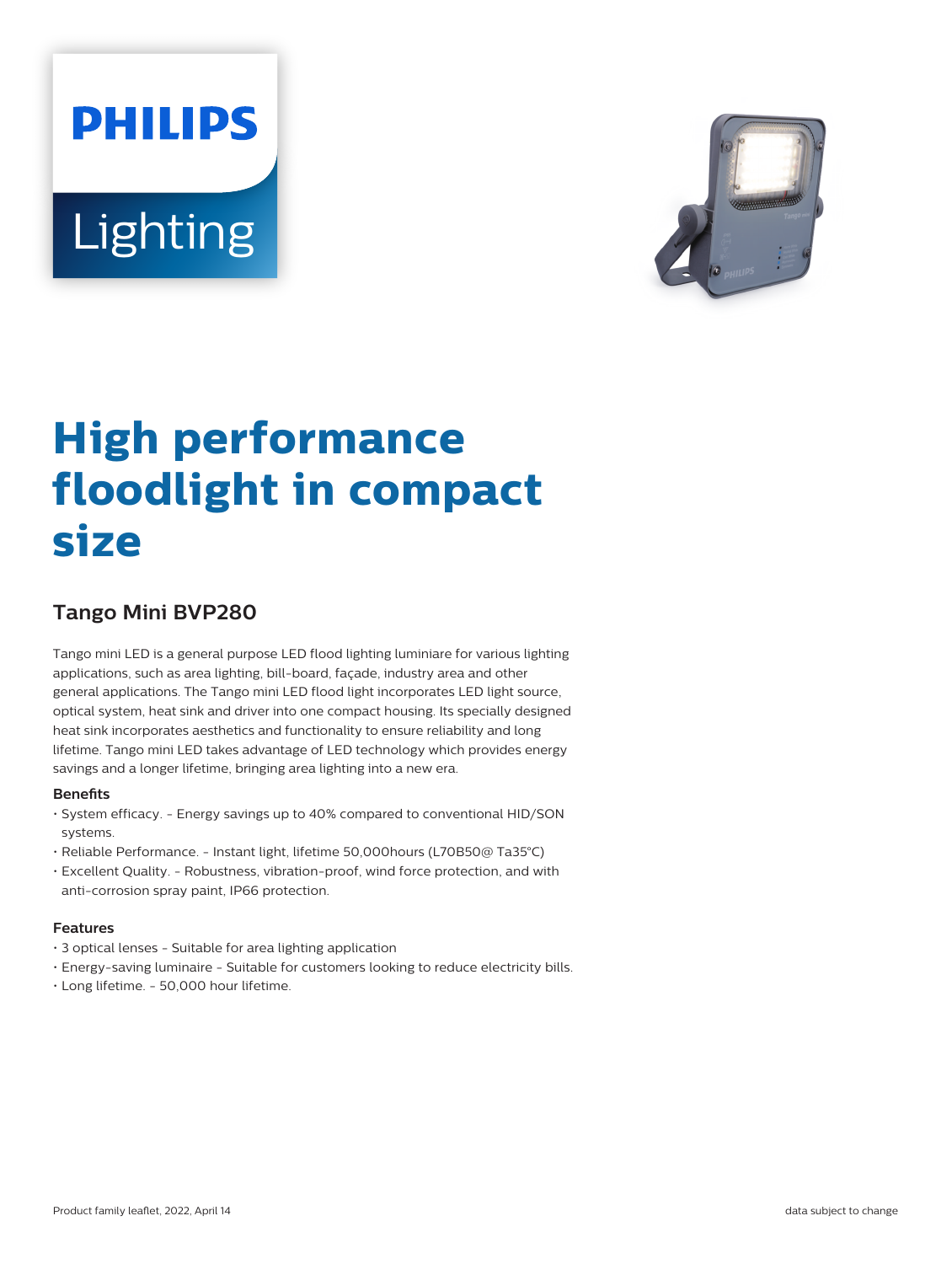PHILIPS

Lighting

# High performance floodlight in compact size

## Tango Mini BVP280

Tango mini LED is a general purpose LED flood lighting luminiare for various lighting applications, such as area lighting, bill-board, façade, industry area and other general applications. The Tango mini LED flood light incorporates LED light source, optical system, heat sink and driver into one compact housing. Its specially designed heat sink incorporates aesthetics and functionality to ensure reliability and long lifetime. Tango mini LED takes advantage of LED technology which provides energy savings and a longer lifetime, bringing area lighting into a new era.

### Benefits

- System efficacy. - Energy savings up to 40% compared to conventional HID/SON systems.
- Reliable Performance. - Instant light, lifetime 50,000hours (L70B50@ Ta35°C)
- Excellent Quality. - Robustness, vibration-proof, wind force protection, and with anti-corrosion spray paint, IP66 protection.

### Features

- 3 optical lenses - Suitable for area lighting application
- Energy-saving luminaire - Suitable for customers looking to reduce electricity bills.
- Long lifetime. - 50,000 hour lifetime.

Product family leaflet, 2022, April 14

data subject to change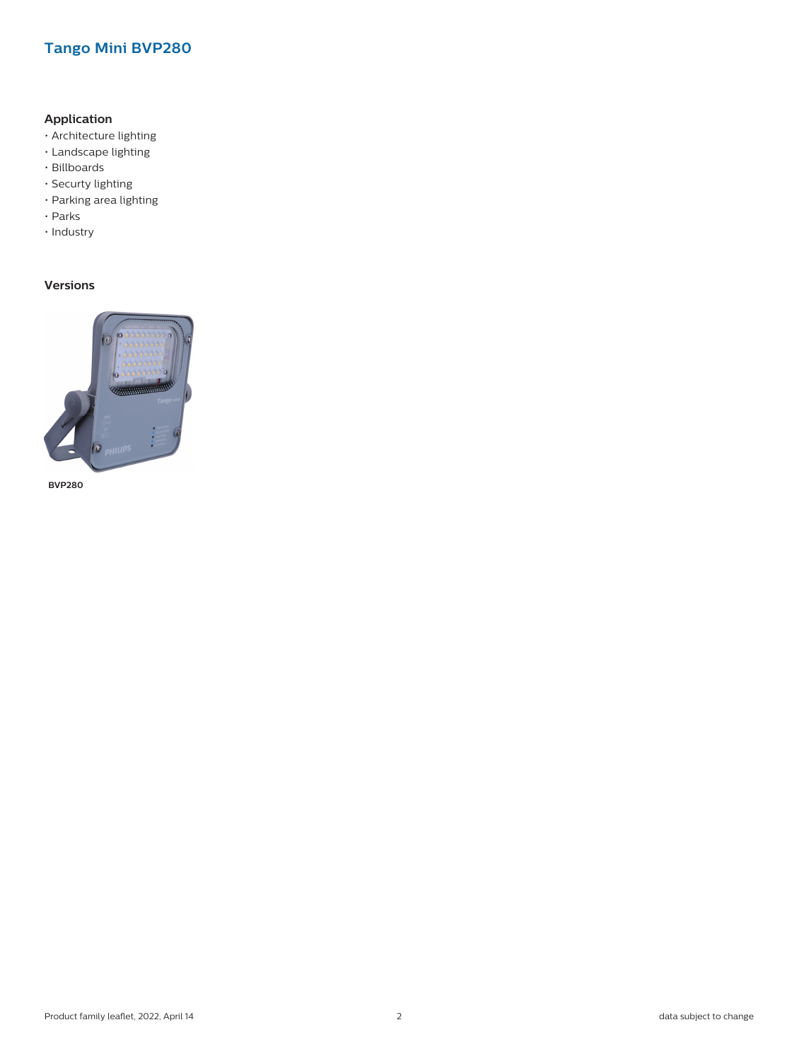# Tango Mini BVP280

## Application

- Architecture lighting
- Landscape lighting
- Billboards
- Securty lighting
- Parking area lighting
- Parks
- Industry

## Versions

**BVP280**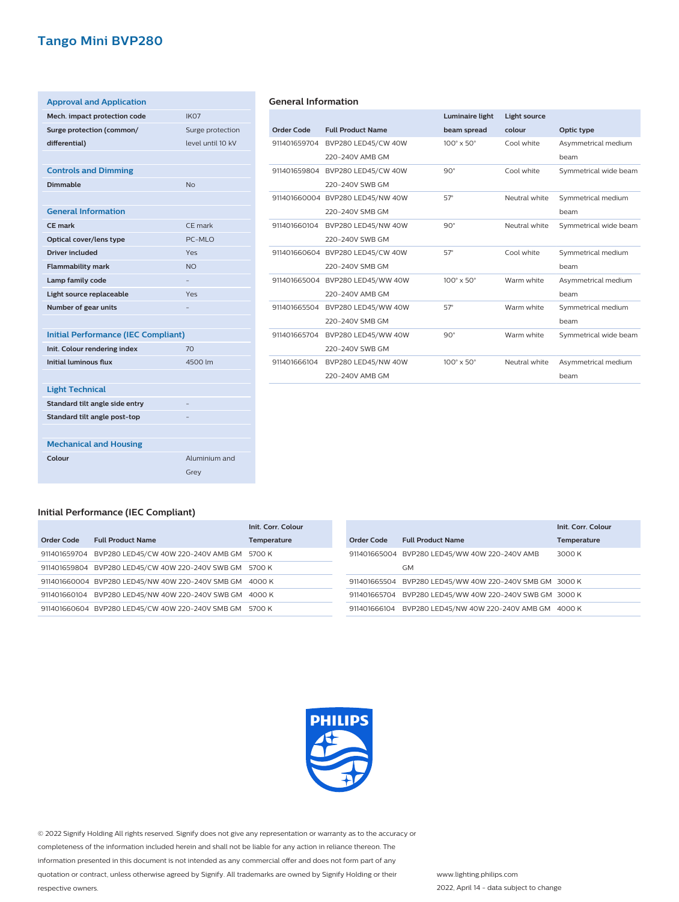# Tango Mini BVP280

| Approval and Application | |
|---|---|
| **Mech. impact protection code** | IK07 |
| **Surge protection (common/ differential)** | Surge protection level until 10 kV |

| Controls and Dimming | |
|---|---|
| **Dimmable** | No |

| General Information | |
|---|---|
| **CE mark** | CE mark |
| **Optical cover/lens type** | PC-MLO |
| **Driver included** | Yes |
| **Flammability mark** | NO |
| **Lamp family code** | - |
| **Light source replaceable** | Yes |
| **Number of gear units** | - |

| Initial Performance (IEC Compliant) | |
|---|---|
| **Init. Colour rendering index** | 70 |
| **Initial luminous flux** | 4500 lm |

| Light Technical | |
|---|---|
| **Standard tilt angle side entry** | - |
| **Standard tilt angle post-top** | - |

| Mechanical and Housing | |
|---|---|
| **Colour** | Aluminium and Grey |

### General Information

| Order Code | Full Product Name | Luminaire light beam spread | Light source colour | Optic type |
|---|---|---|---|---|
| 911401659704 | BVP280 LED45/CW 40W 220-240V AMB GM | 100° x 50° | Cool white | Asymmetrical medium beam |
| 911401659804 | BVP280 LED45/CW 40W 220-240V SWB GM | 90° | Cool white | Symmetrical wide beam |
| 911401660004 | BVP280 LED45/NW 40W 220-240V SMB GM | 57° | Neutral white | Symmetrical medium beam |
| 911401660104 | BVP280 LED45/NW 40W 220-240V SWB GM | 90° | Neutral white | Symmetrical wide beam |
| 911401660604 | BVP280 LED45/CW 40W 220-240V SMB GM | 57° | Cool white | Symmetrical medium beam |
| 911401665004 | BVP280 LED45/WW 40W 220-240V AMB GM | 100° x 50° | Warm white | Asymmetrical medium beam |
| 911401665504 | BVP280 LED45/WW 40W 220-240V SMB GM | 57° | Warm white | Symmetrical medium beam |
| 911401665704 | BVP280 LED45/WW 40W 220-240V SWB GM | 90° | Warm white | Symmetrical wide beam |
| 911401666104 | BVP280 LED45/NW 40W 220-240V AMB GM | 100° x 50° | Neutral white | Asymmetrical medium beam |

### Initial Performance (IEC Compliant)

| Order Code | Full Product Name | Init. Corr. Colour Temperature |
|---|---|---|
| 911401659704 | BVP280 LED45/CW 40W 220-240V AMB GM | 5700 K |
| 911401659804 | BVP280 LED45/CW 40W 220-240V SWB GM | 5700 K |
| 911401660004 | BVP280 LED45/NW 40W 220-240V SMB GM | 4000 K |
| 911401660104 | BVP280 LED45/NW 40W 220-240V SWB GM | 4000 K |
| 911401660604 | BVP280 LED45/CW 40W 220-240V SMB GM | 5700 K |
| 911401665004 | BVP280 LED45/WW 40W 220-240V AMB GM | 3000 K |
| 911401665504 | BVP280 LED45/WW 40W 220-240V SMB GM | 3000 K |
| 911401665704 | BVP280 LED45/WW 40W 220-240V SWB GM | 3000 K |
| 911401666104 | BVP280 LED45/NW 40W 220-240V AMB GM | 4000 K |

© 2022 Signify Holding All rights reserved. Signify does not give any representation or warranty as to the accuracy or completeness of the information included herein and shall not be liable for any action in reliance thereon. The information presented in this document is not intended as any commercial offer and does not form part of any quotation or contract, unless otherwise agreed by Signify. All trademarks are owned by Signify Holding or their respective owners.

www.lighting.philips.com

2022, April 14 - data subject to change